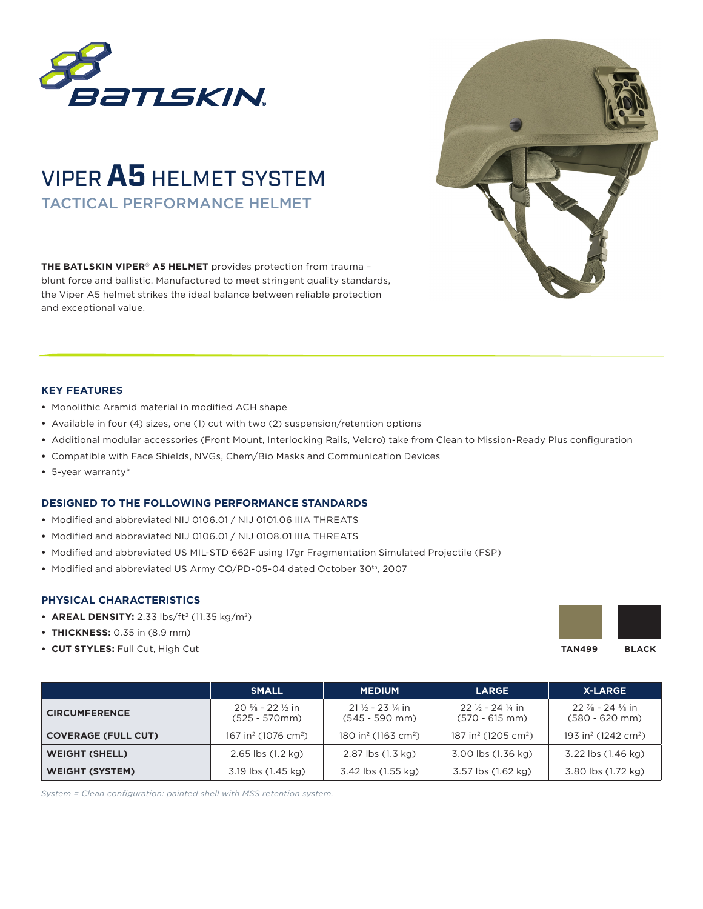# VIPER **A5** HELMET SYSTEM

## TACTICAL PERFORMANCE HELMET

**THE BATLSKIN VIPER® A5 HELMET** provides protection from trauma – blunt force and ballistic. Manufactured to meet stringent quality standards, the Viper A5 helmet strikes the ideal balance between reliable protection and exceptional value.

### KEY FEATURES

- Monolithic Aramid material in modified ACH shape
- Available in four (4) sizes, one (1) cut with two (2) suspension/retention options
- Additional modular accessories (Front Mount, Interlocking Rails, Velcro) take from Clean to Mission-Ready Plus configuration
- Compatible with Face Shields, NVGs, Chem/Bio Masks and Communication Devices
- 5-year warranty*

### DESIGNED TO THE FOLLOWING PERFORMANCE STANDARDS

- Modified and abbreviated NIJ 0106.01 / NIJ 0101.06 IIIA THREATS
- Modified and abbreviated NIJ 0106.01 / NIJ 0108.01 IIIA THREATS
- Modified and abbreviated US MIL-STD 662F using 17gr Fragmentation Simulated Projectile (FSP)
- Modified and abbreviated US Army CO/PD-05-04 dated October 30th, 2007

### PHYSICAL CHARACTERISTICS

- **AREAL DENSITY:** 2.33 lbs/ft² (11.35 kg/m²)
- **THICKNESS:** 0.35 in (8.9 mm)
- **CUT STYLES:** Full Cut, High Cut

**TAN499** **BLACK**

| | SMALL | MEDIUM | LARGE | X-LARGE |
|---|---|---|---|---|
| **CIRCUMFERENCE** | 20 ⅝ - 22 ½ in (525 - 570mm) | 21 ½ - 23 ¼ in (545 - 590 mm) | 22 ½ - 24 ¼ in (570 - 615 mm) | 22 ⅞ - 24 ⅜ in (580 - 620 mm) |
| **COVERAGE (FULL CUT)** | 167 in² (1076 cm²) | 180 in² (1163 cm²) | 187 in² (1205 cm²) | 193 in² (1242 cm²) |
| **WEIGHT (SHELL)** | 2.65 lbs (1.2 kg) | 2.87 lbs (1.3 kg) | 3.00 lbs (1.36 kg) | 3.22 lbs (1.46 kg) |
| **WEIGHT (SYSTEM)** | 3.19 lbs (1.45 kg) | 3.42 lbs (1.55 kg) | 3.57 lbs (1.62 kg) | 3.80 lbs (1.72 kg) |

*System = Clean configuration: painted shell with MSS retention system.*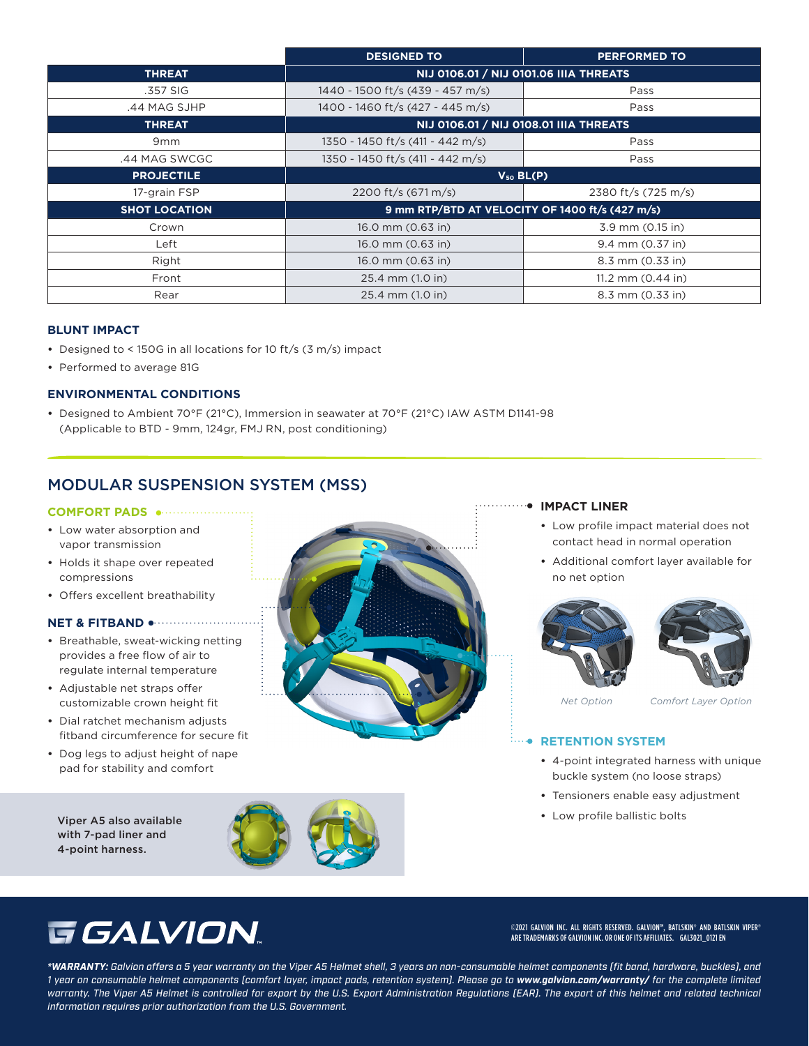| | DESIGNED TO | PERFORMED TO |
|---|---|---|
| **THREAT** | **NIJ 0106.01 / NIJ 0101.06 IIIA THREATS** | |
| .357 SIG | 1440 - 1500 ft/s (439 - 457 m/s) | Pass |
| .44 MAG SJHP | 1400 - 1460 ft/s (427 - 445 m/s) | Pass |
| **THREAT** | **NIJ 0106.01 / NIJ 0108.01 IIIA THREATS** | |
| 9mm | 1350 - 1450 ft/s (411 - 442 m/s) | Pass |
| .44 MAG SWCGC | 1350 - 1450 ft/s (411 - 442 m/s) | Pass |
| **PROJECTILE** | **$V_{50}$ BL(P)** | |
| 17-grain FSP | 2200 ft/s (671 m/s) | 2380 ft/s (725 m/s) |
| **SHOT LOCATION** | **9 mm RTP/BTD AT VELOCITY OF 1400 ft/s (427 m/s)** | |
| Crown | 16.0 mm (0.63 in) | 3.9 mm (0.15 in) |
| Left | 16.0 mm (0.63 in) | 9.4 mm (0.37 in) |
| Right | 16.0 mm (0.63 in) | 8.3 mm (0.33 in) |
| Front | 25.4 mm (1.0 in) | 11.2 mm (0.44 in) |
| Rear | 25.4 mm (1.0 in) | 8.3 mm (0.33 in) |

### BLUNT IMPACT

- Designed to < 150G in all locations for 10 ft/s (3 m/s) impact
- Performed to average 81G

### ENVIRONMENTAL CONDITIONS

- Designed to Ambient 70°F (21°C), Immersion in seawater at 70°F (21°C) IAW ASTM D1141-98 (Applicable to BTD - 9mm, 124gr, FMJ RN, post conditioning)

## MODULAR SUSPENSION SYSTEM (MSS)

### COMFORT PADS

- Low water absorption and vapor transmission
- Holds it shape over repeated compressions
- Offers excellent breathability

### NET & FITBAND

- Breathable, sweat-wicking netting provides a free flow of air to regulate internal temperature
- Adjustable net straps offer customizable crown height fit
- Dial ratchet mechanism adjusts fitband circumference for secure fit
- Dog legs to adjust height of nape pad for stability and comfort

Viper A5 also available with 7-pad liner and 4-point harness.

### IMPACT LINER

- Low profile impact material does not contact head in normal operation
- Additional comfort layer available for no net option

*Net Option* *Comfort Layer Option*

### RETENTION SYSTEM

- 4-point integrated harness with unique buckle system (no loose straps)
- Tensioners enable easy adjustment
- Low profile ballistic bolts

GALVION

©2021 GALVION INC. ALL RIGHTS RESERVED. GALVION™, BATLSKIN® AND BATLSKIN VIPER® ARE TRADEMARKS OF GALVION INC. OR ONE OF ITS AFFILIATES. GAL3021_0121 EN

***WARRANTY:** Galvion offers a 5 year warranty on the Viper A5 Helmet shell, 3 years on non-consumable helmet components (fit band, hardware, buckles), and 1 year on consumable helmet components (comfort layer, impact pads, retention system). Please go to **www.galvion.com/warranty/** for the complete limited warranty. The Viper A5 Helmet is controlled for export by the U.S. Export Administration Regulations (EAR). The export of this helmet and related technical information requires prior authorization from the U.S. Government.*